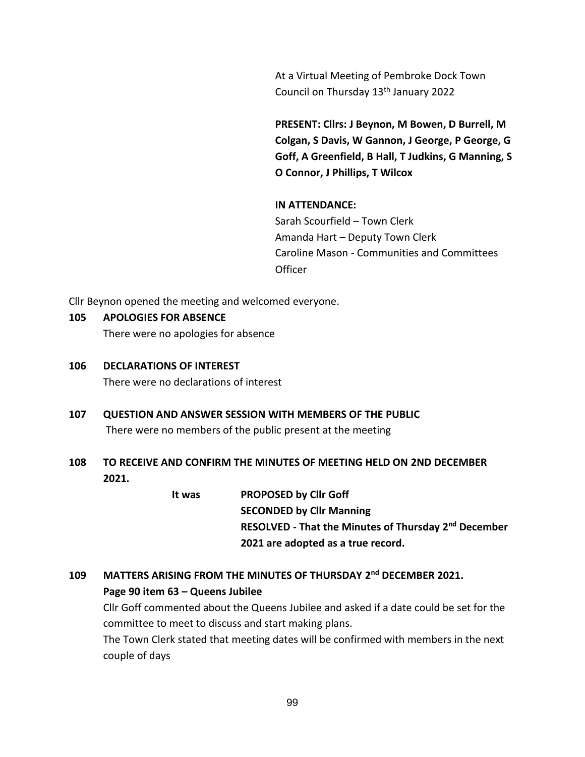At a Virtual Meeting of Pembroke Dock Town Council on Thursday 13th January 2022

**PRESENT: Cllrs: J Beynon, M Bowen, D Burrell, M Colgan, S Davis, W Gannon, J George, P George, G Goff, A Greenfield, B Hall, T Judkins, G Manning, S O Connor, J Phillips, T Wilcox**

**IN ATTENDANCE:**
Sarah Scourfield – Town Clerk
Amanda Hart – Deputy Town Clerk
Caroline Mason - Communities and Committees Officer

Cllr Beynon opened the meeting and welcomed everyone.

**105 APOLOGIES FOR ABSENCE**

There were no apologies for absence

**106 DECLARATIONS OF INTEREST**

There were no declarations of interest

**107 QUESTION AND ANSWER SESSION WITH MEMBERS OF THE PUBLIC**

There were no members of the public present at the meeting

**108 TO RECEIVE AND CONFIRM THE MINUTES OF MEETING HELD ON 2ND DECEMBER 2021.**

**It was PROPOSED by Cllr Goff**
**SECONDED by Cllr Manning**
**RESOLVED - That the Minutes of Thursday 2nd December 2021 are adopted as a true record.**

**109 MATTERS ARISING FROM THE MINUTES OF THURSDAY 2nd DECEMBER 2021.**

**Page 90 item 63 – Queens Jubilee**

Cllr Goff commented about the Queens Jubilee and asked if a date could be set for the committee to meet to discuss and start making plans.

The Town Clerk stated that meeting dates will be confirmed with members in the next couple of days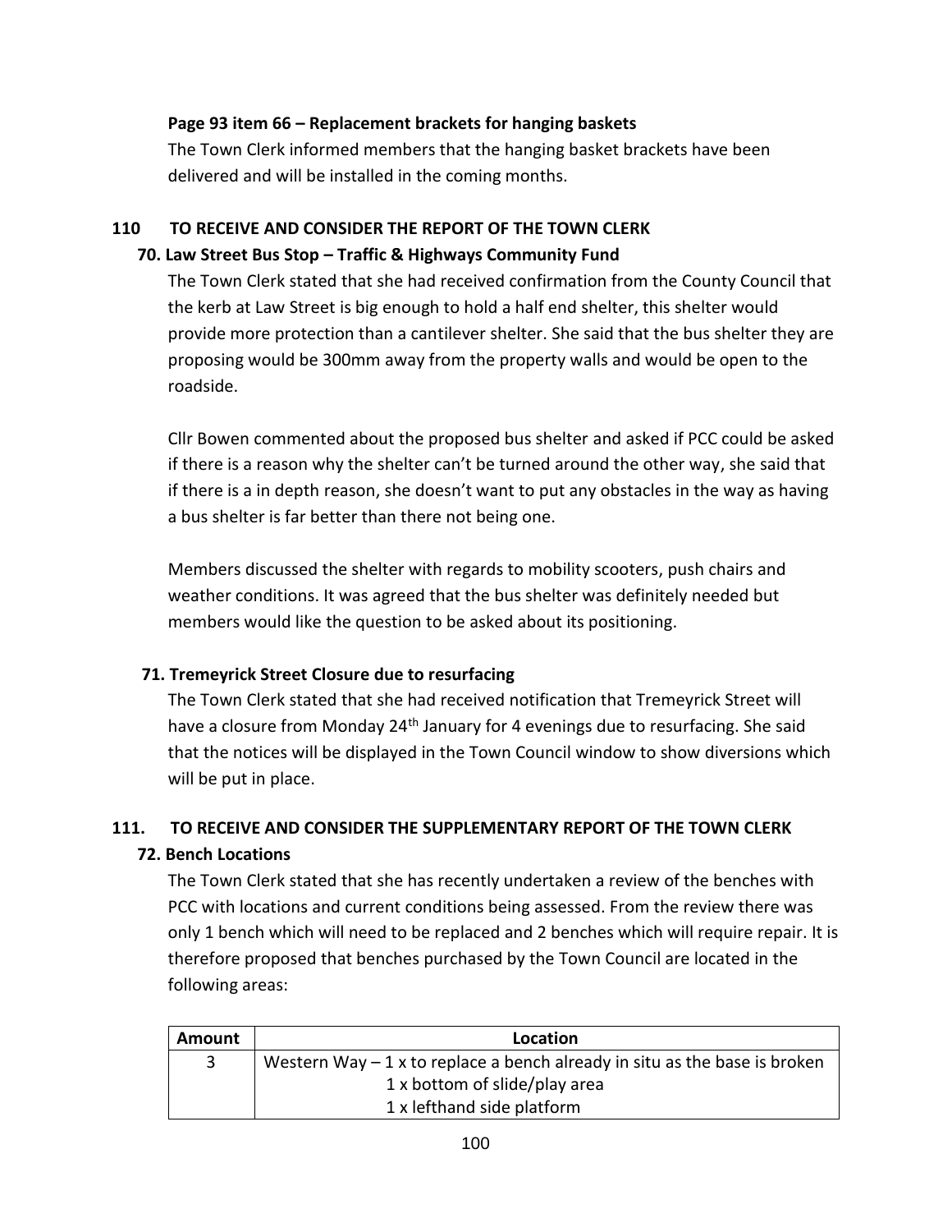**Page 93 item 66 – Replacement brackets for hanging baskets**

The Town Clerk informed members that the hanging basket brackets have been delivered and will be installed in the coming months.

## 110 TO RECEIVE AND CONSIDER THE REPORT OF THE TOWN CLERK

**70. Law Street Bus Stop – Traffic & Highways Community Fund**

The Town Clerk stated that she had received confirmation from the County Council that the kerb at Law Street is big enough to hold a half end shelter, this shelter would provide more protection than a cantilever shelter. She said that the bus shelter they are proposing would be 300mm away from the property walls and would be open to the roadside.

Cllr Bowen commented about the proposed bus shelter and asked if PCC could be asked if there is a reason why the shelter can't be turned around the other way, she said that if there is a in depth reason, she doesn't want to put any obstacles in the way as having a bus shelter is far better than there not being one.

Members discussed the shelter with regards to mobility scooters, push chairs and weather conditions. It was agreed that the bus shelter was definitely needed but members would like the question to be asked about its positioning.

**71. Tremeyrick Street Closure due to resurfacing**

The Town Clerk stated that she had received notification that Tremeyrick Street will have a closure from Monday 24th January for 4 evenings due to resurfacing. She said that the notices will be displayed in the Town Council window to show diversions which will be put in place.

## 111. TO RECEIVE AND CONSIDER THE SUPPLEMENTARY REPORT OF THE TOWN CLERK

**72. Bench Locations**

The Town Clerk stated that she has recently undertaken a review of the benches with PCC with locations and current conditions being assessed. From the review there was only 1 bench which will need to be replaced and 2 benches which will require repair. It is therefore proposed that benches purchased by the Town Council are located in the following areas:

| Amount | Location |
|---|---|
| 3 | Western Way – 1 x to replace a bench already in situ as the base is broken<br>1 x bottom of slide/play area<br>1 x lefthand side platform |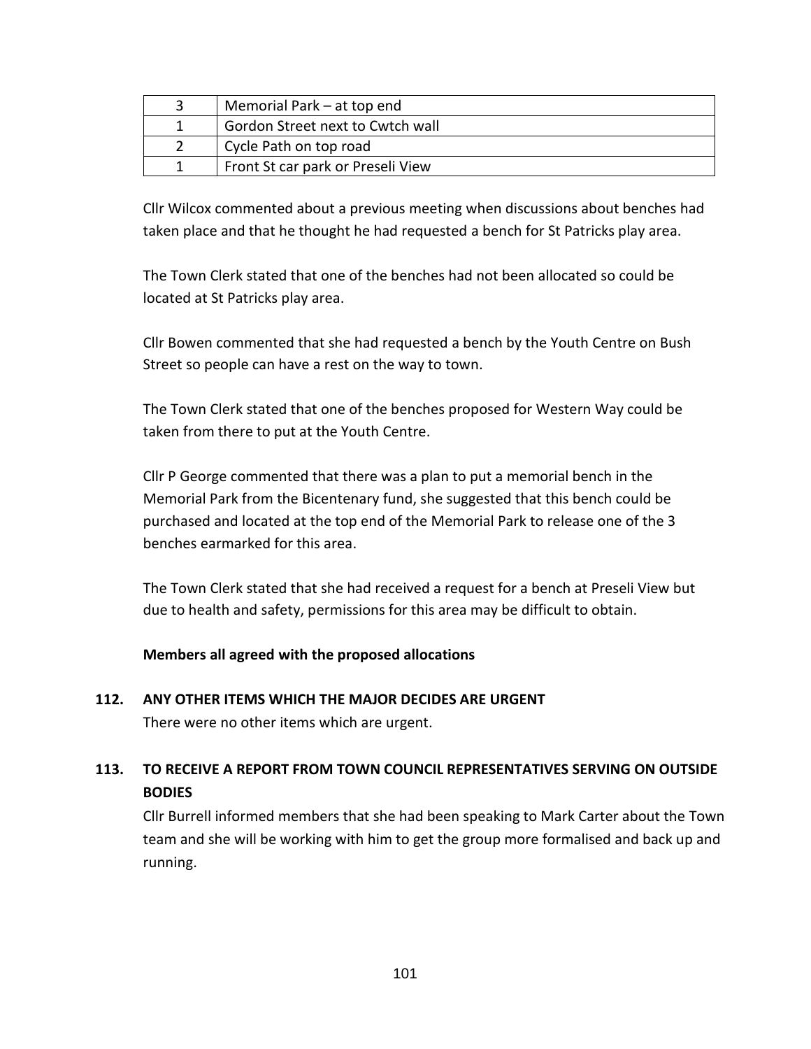| 3 | Memorial Park – at top end |
|---|---|
| 1 | Gordon Street next to Cwtch wall |
| 2 | Cycle Path on top road |
| 1 | Front St car park or Preseli View |

Cllr Wilcox commented about a previous meeting when discussions about benches had taken place and that he thought he had requested a bench for St Patricks play area.

The Town Clerk stated that one of the benches had not been allocated so could be located at St Patricks play area.

Cllr Bowen commented that she had requested a bench by the Youth Centre on Bush Street so people can have a rest on the way to town.

The Town Clerk stated that one of the benches proposed for Western Way could be taken from there to put at the Youth Centre.

Cllr P George commented that there was a plan to put a memorial bench in the Memorial Park from the Bicentenary fund, she suggested that this bench could be purchased and located at the top end of the Memorial Park to release one of the 3 benches earmarked for this area.

The Town Clerk stated that she had received a request for a bench at Preseli View but due to health and safety, permissions for this area may be difficult to obtain.

**Members all agreed with the proposed allocations**

**112. ANY OTHER ITEMS WHICH THE MAJOR DECIDES ARE URGENT**

There were no other items which are urgent.

**113. TO RECEIVE A REPORT FROM TOWN COUNCIL REPRESENTATIVES SERVING ON OUTSIDE BODIES**

Cllr Burrell informed members that she had been speaking to Mark Carter about the Town team and she will be working with him to get the group more formalised and back up and running.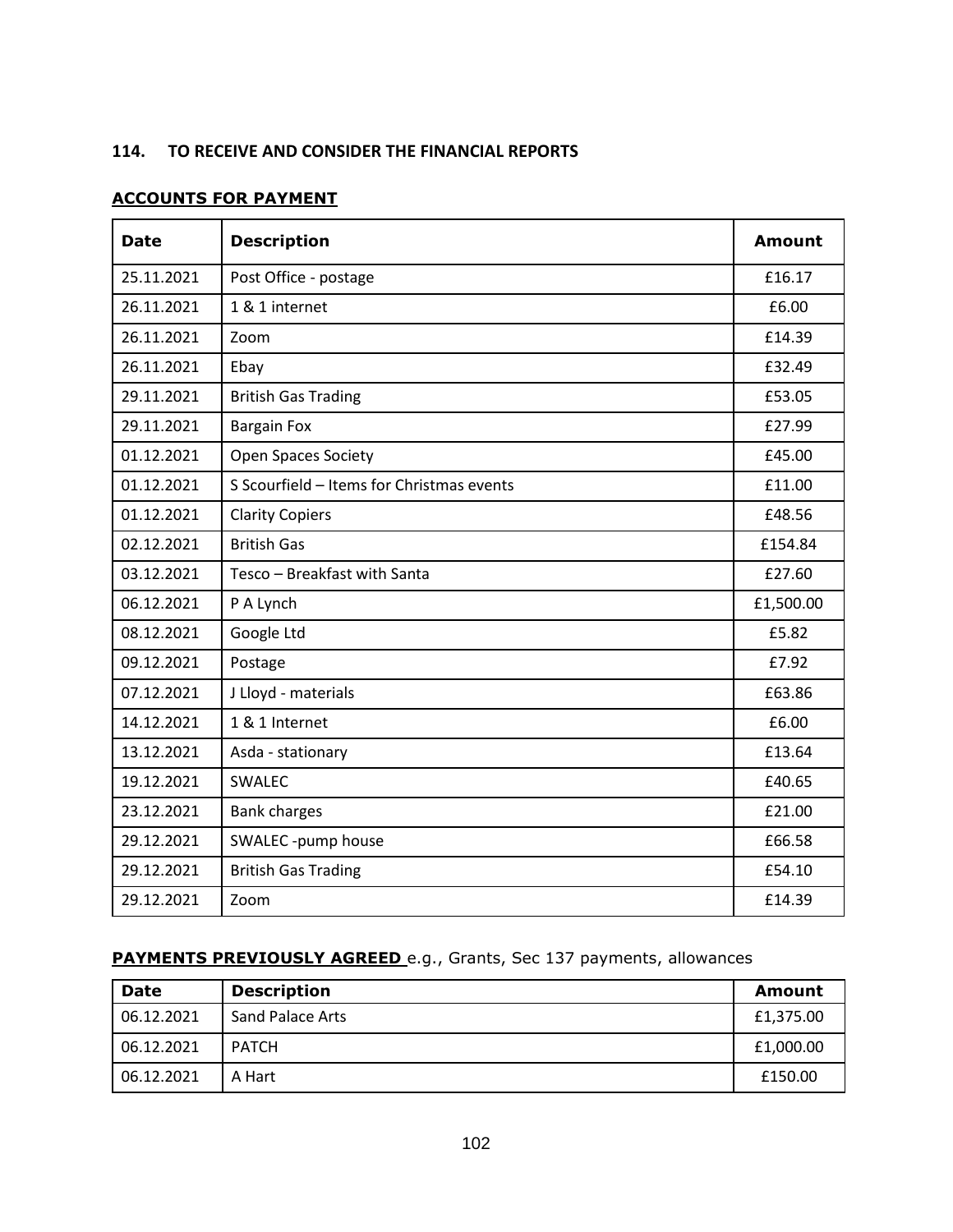### 114. TO RECEIVE AND CONSIDER THE FINANCIAL REPORTS

**ACCOUNTS FOR PAYMENT**

| Date | Description | Amount |
|---|---|---|
| 25.11.2021 | Post Office - postage | £16.17 |
| 26.11.2021 | 1 & 1 internet | £6.00 |
| 26.11.2021 | Zoom | £14.39 |
| 26.11.2021 | Ebay | £32.49 |
| 29.11.2021 | British Gas Trading | £53.05 |
| 29.11.2021 | Bargain Fox | £27.99 |
| 01.12.2021 | Open Spaces Society | £45.00 |
| 01.12.2021 | S Scourfield – Items for Christmas events | £11.00 |
| 01.12.2021 | Clarity Copiers | £48.56 |
| 02.12.2021 | British Gas | £154.84 |
| 03.12.2021 | Tesco – Breakfast with Santa | £27.60 |
| 06.12.2021 | P A Lynch | £1,500.00 |
| 08.12.2021 | Google Ltd | £5.82 |
| 09.12.2021 | Postage | £7.92 |
| 07.12.2021 | J Lloyd - materials | £63.86 |
| 14.12.2021 | 1 & 1 Internet | £6.00 |
| 13.12.2021 | Asda - stationary | £13.64 |
| 19.12.2021 | SWALEC | £40.65 |
| 23.12.2021 | Bank charges | £21.00 |
| 29.12.2021 | SWALEC -pump house | £66.58 |
| 29.12.2021 | British Gas Trading | £54.10 |
| 29.12.2021 | Zoom | £14.39 |

**PAYMENTS PREVIOUSLY AGREED** e.g., Grants, Sec 137 payments, allowances

| Date | Description | Amount |
|---|---|---|
| 06.12.2021 | Sand Palace Arts | £1,375.00 |
| 06.12.2021 | PATCH | £1,000.00 |
| 06.12.2021 | A Hart | £150.00 |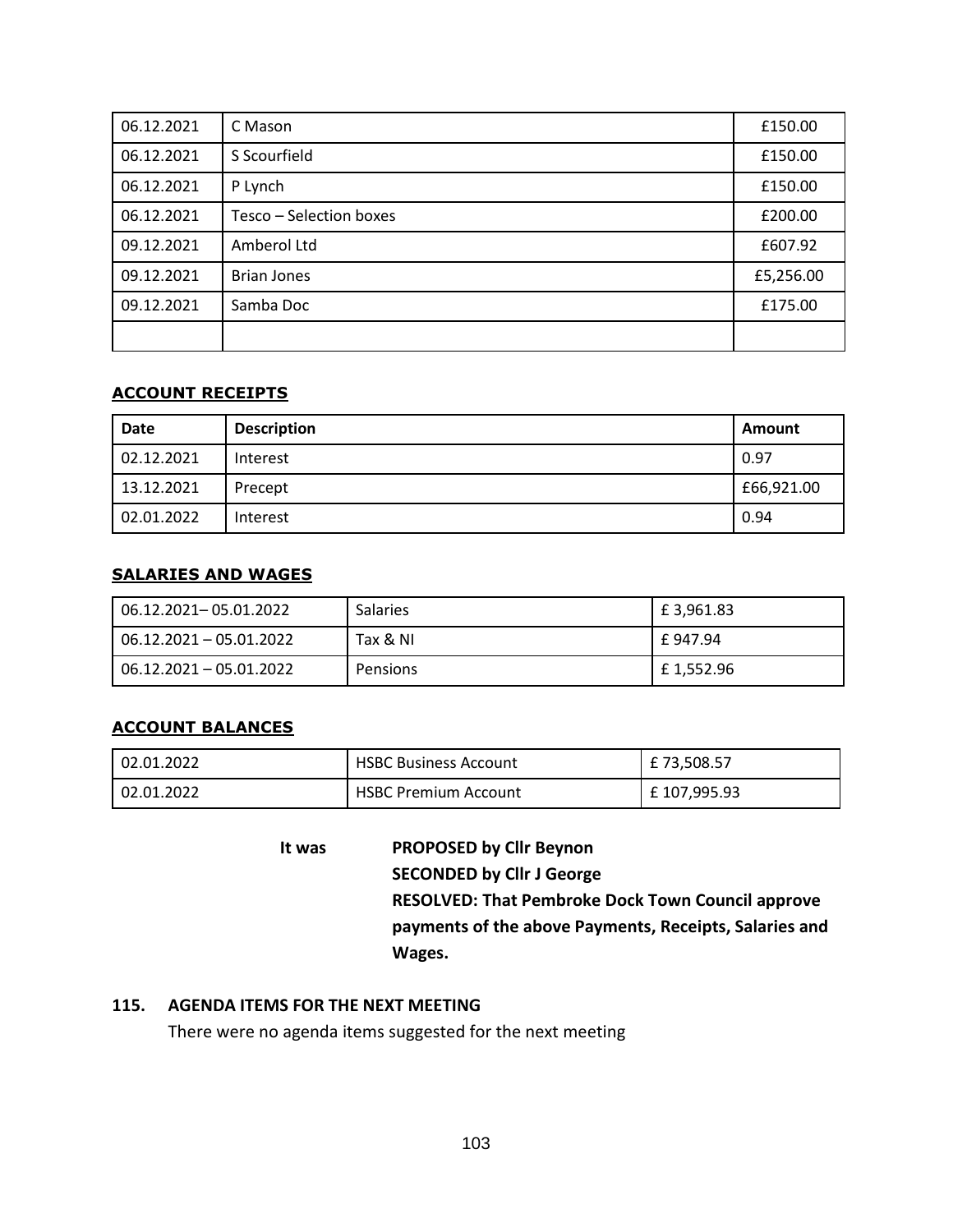| 06.12.2021 | C Mason | £150.00 |
|---|---|---|
| 06.12.2021 | S Scourfield | £150.00 |
| 06.12.2021 | P Lynch | £150.00 |
| 06.12.2021 | Tesco – Selection boxes | £200.00 |
| 09.12.2021 | Amberol Ltd | £607.92 |
| 09.12.2021 | Brian Jones | £5,256.00 |
| 09.12.2021 | Samba Doc | £175.00 |
| | | |

**ACCOUNT RECEIPTS**

| Date | Description | Amount |
|---|---|---|
| 02.12.2021 | Interest | 0.97 |
| 13.12.2021 | Precept | £66,921.00 |
| 02.01.2022 | Interest | 0.94 |

**SALARIES AND WAGES**

| 06.12.2021– 05.01.2022 | Salaries | £ 3,961.83 |
|---|---|---|
| 06.12.2021 – 05.01.2022 | Tax & NI | £ 947.94 |
| 06.12.2021 – 05.01.2022 | Pensions | £ 1,552.96 |

**ACCOUNT BALANCES**

| 02.01.2022 | HSBC Business Account | £ 73,508.57 |
|---|---|---|
| 02.01.2022 | HSBC Premium Account | £ 107,995.93 |

**It was** **PROPOSED by Cllr Beynon**
**SECONDED by Cllr J George**
**RESOLVED: That Pembroke Dock Town Council approve payments of the above Payments, Receipts, Salaries and Wages.**

**115. AGENDA ITEMS FOR THE NEXT MEETING**

There were no agenda items suggested for the next meeting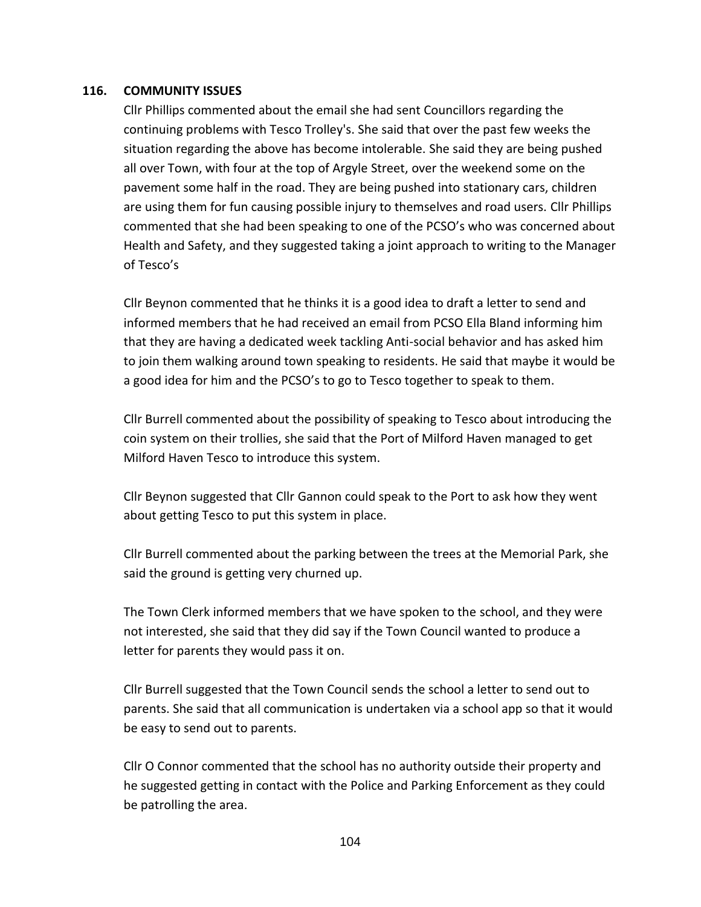## 116. COMMUNITY ISSUES

Cllr Phillips commented about the email she had sent Councillors regarding the continuing problems with Tesco Trolley's. She said that over the past few weeks the situation regarding the above has become intolerable. She said they are being pushed all over Town, with four at the top of Argyle Street, over the weekend some on the pavement some half in the road. They are being pushed into stationary cars, children are using them for fun causing possible injury to themselves and road users. Cllr Phillips commented that she had been speaking to one of the PCSO's who was concerned about Health and Safety, and they suggested taking a joint approach to writing to the Manager of Tesco's

Cllr Beynon commented that he thinks it is a good idea to draft a letter to send and informed members that he had received an email from PCSO Ella Bland informing him that they are having a dedicated week tackling Anti-social behavior and has asked him to join them walking around town speaking to residents. He said that maybe it would be a good idea for him and the PCSO's to go to Tesco together to speak to them.

Cllr Burrell commented about the possibility of speaking to Tesco about introducing the coin system on their trollies, she said that the Port of Milford Haven managed to get Milford Haven Tesco to introduce this system.

Cllr Beynon suggested that Cllr Gannon could speak to the Port to ask how they went about getting Tesco to put this system in place.

Cllr Burrell commented about the parking between the trees at the Memorial Park, she said the ground is getting very churned up.

The Town Clerk informed members that we have spoken to the school, and they were not interested, she said that they did say if the Town Council wanted to produce a letter for parents they would pass it on.

Cllr Burrell suggested that the Town Council sends the school a letter to send out to parents. She said that all communication is undertaken via a school app so that it would be easy to send out to parents.

Cllr O Connor commented that the school has no authority outside their property and he suggested getting in contact with the Police and Parking Enforcement as they could be patrolling the area.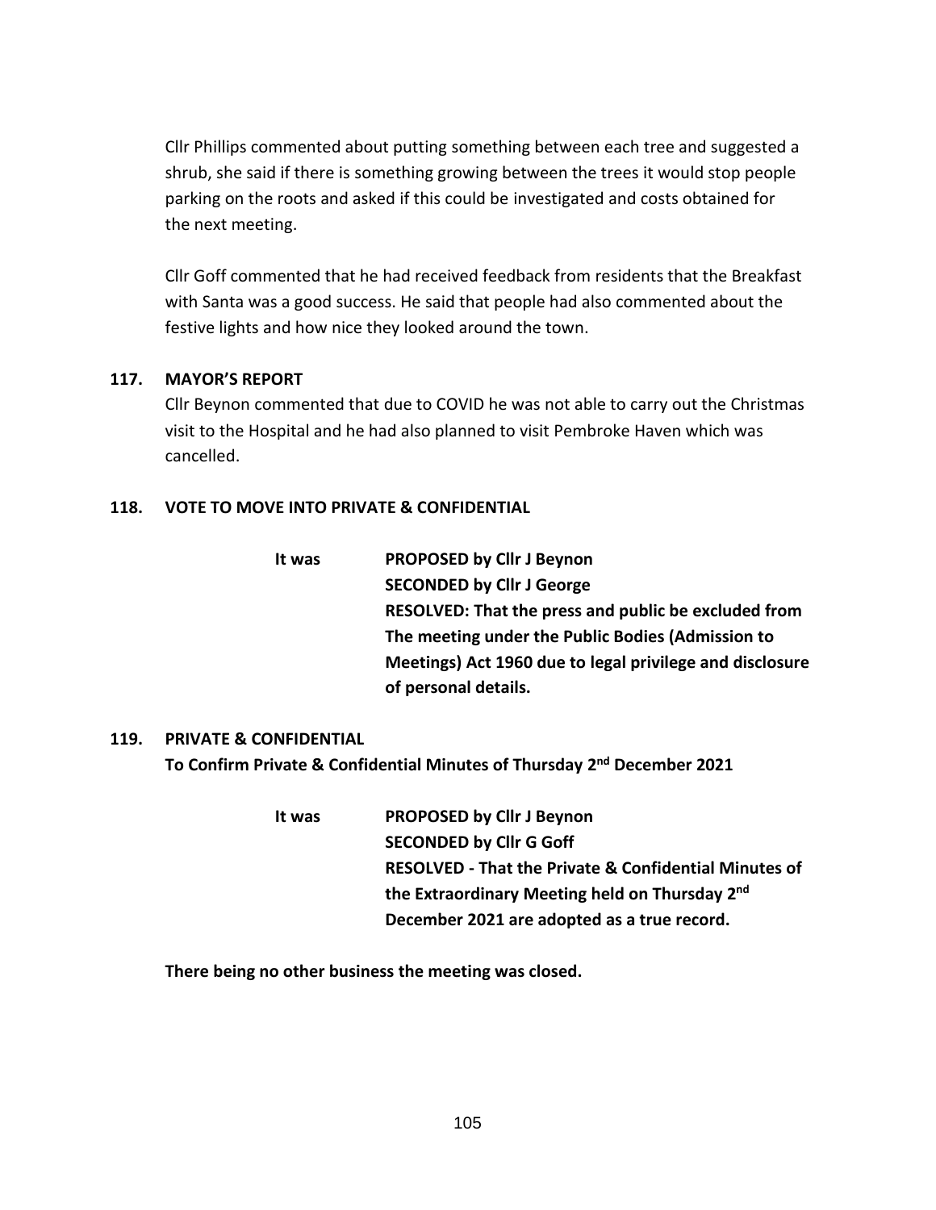Cllr Phillips commented about putting something between each tree and suggested a shrub, she said if there is something growing between the trees it would stop people parking on the roots and asked if this could be investigated and costs obtained for the next meeting.

Cllr Goff commented that he had received feedback from residents that the Breakfast with Santa was a good success. He said that people had also commented about the festive lights and how nice they looked around the town.

**117. MAYOR'S REPORT**

Cllr Beynon commented that due to COVID he was not able to carry out the Christmas visit to the Hospital and he had also planned to visit Pembroke Haven which was cancelled.

**118. VOTE TO MOVE INTO PRIVATE & CONFIDENTIAL**

**It was** **PROPOSED by Cllr J Beynon**
**SECONDED by Cllr J George**
**RESOLVED: That the press and public be excluded from The meeting under the Public Bodies (Admission to Meetings) Act 1960 due to legal privilege and disclosure of personal details.**

**119. PRIVATE & CONFIDENTIAL**

**To Confirm Private & Confidential Minutes of Thursday 2nd December 2021**

**It was** **PROPOSED by Cllr J Beynon**
**SECONDED by Cllr G Goff**
**RESOLVED - That the Private & Confidential Minutes of the Extraordinary Meeting held on Thursday 2nd December 2021 are adopted as a true record.**

**There being no other business the meeting was closed.**